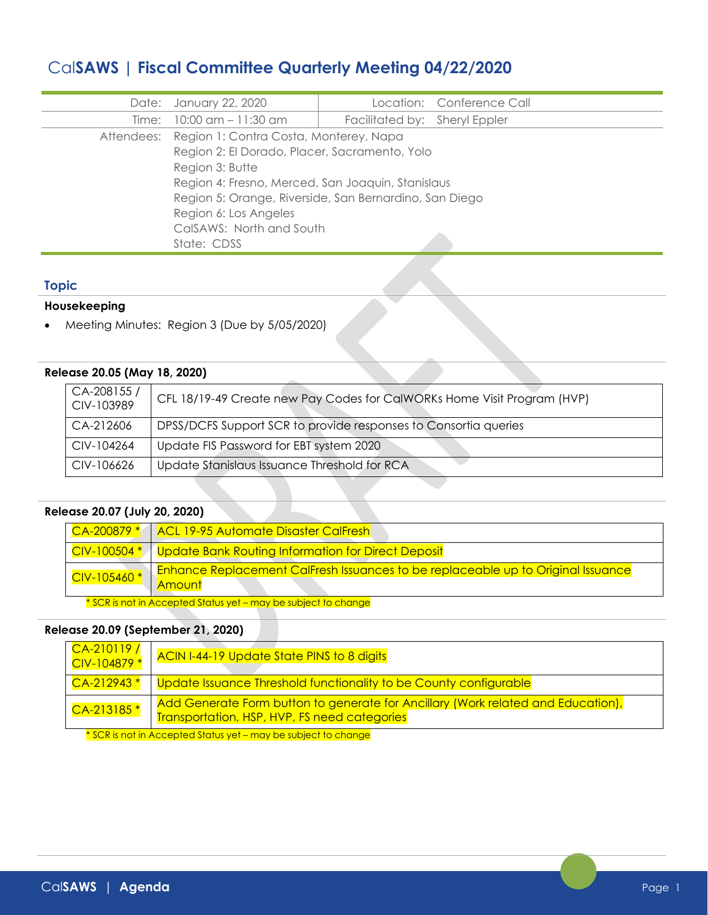# CalSAWS | Fiscal Committee Quarterly Meeting 04/22/2020

| | | | |
|---|---|---|---|
| Date: | January 22, 2020 | Location: | Conference Call |
| Time: | 10:00 am – 11:30 am | Facilitated by: | Sheryl Eppler |
| Attendees: | Region 1: Contra Costa, Monterey, Napa<br>Region 2: El Dorado, Placer, Sacramento, Yolo<br>Region 3: Butte<br>Region 4: Fresno, Merced, San Joaquin, Stanislaus<br>Region 5: Orange, Riverside, San Bernardino, San Diego<br>Region 6: Los Angeles<br>CalSAWS: North and South<br>State: CDSS | | |

## Topic

### Housekeeping

- Meeting Minutes: Region 3 (Due by 5/05/2020)

### Release 20.05 (May 18, 2020)

| | |
|---|---|
| CA-208155 / CIV-103989 | CFL 18/19-49 Create new Pay Codes for CalWORKs Home Visit Program (HVP) |
| CA-212606 | DPSS/DCFS Support SCR to provide responses to Consortia queries |
| CIV-104264 | Update FIS Password for EBT system 2020 |
| CIV-106626 | Update Stanislaus Issuance Threshold for RCA |

### Release 20.07 (July 20, 2020)

| | |
|---|---|
| CA-200879 * | ACL 19-95 Automate Disaster CalFresh |
| CIV-100504 * | Update Bank Routing Information for Direct Deposit |
| CIV-105460 * | Enhance Replacement CalFresh Issuances to be replaceable up to Original Issuance Amount |

* SCR is not in Accepted Status yet – may be subject to change

### Release 20.09 (September 21, 2020)

| | |
|---|---|
| CA-210119 / CIV-104879 * | ACIN I-44-19 Update State PINS to 8 digits |
| CA-212943 * | Update Issuance Threshold functionality to be County configurable |
| CA-213185 * | Add Generate Form button to generate for Ancillary (Work related and Education), Transportation, HSP, HVP, FS need categories |

* SCR is not in Accepted Status yet – may be subject to change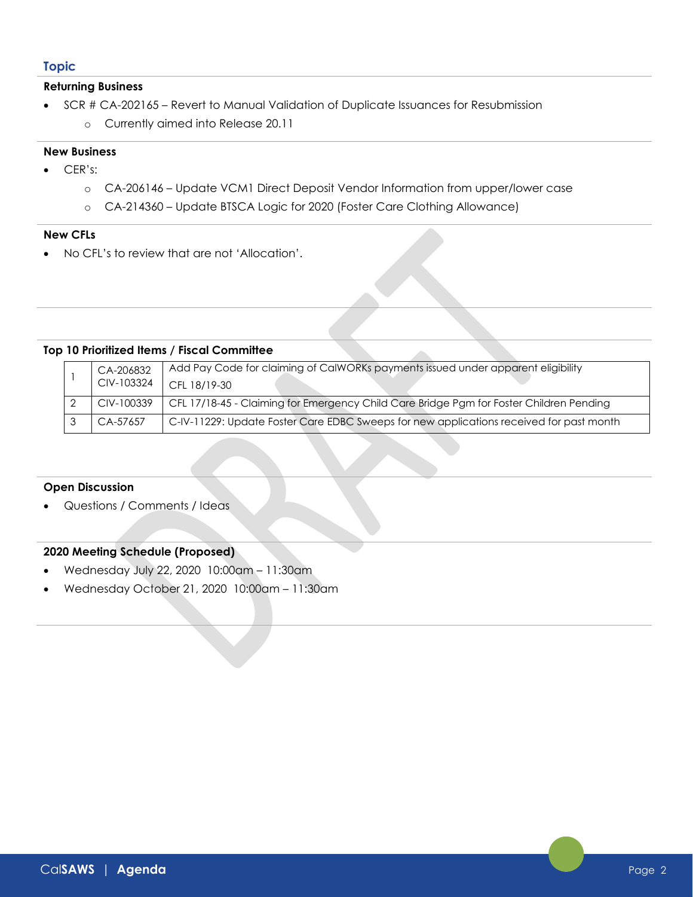## Topic

### Returning Business

- SCR # CA-202165 – Revert to Manual Validation of Duplicate Issuances for Resubmission
  - Currently aimed into Release 20.11

### New Business

- CER's:
  - CA-206146 – Update VCM1 Direct Deposit Vendor Information from upper/lower case
  - CA-214360 – Update BTSCA Logic for 2020 (Foster Care Clothing Allowance)

### New CFLs

- No CFL's to review that are not 'Allocation'.

### Top 10 Prioritized Items / Fiscal Committee

| | | |
|---|---|---|
| 1 | CA-206832<br>CIV-103324 | Add Pay Code for claiming of CalWORKs payments issued under apparent eligibility<br>CFL 18/19-30 |
| 2 | CIV-100339 | CFL 17/18-45 - Claiming for Emergency Child Care Bridge Pgm for Foster Children Pending |
| 3 | CA-57657 | C-IV-11229: Update Foster Care EDBC Sweeps for new applications received for past month |

### Open Discussion

- Questions / Comments / Ideas

### 2020 Meeting Schedule (Proposed)

- Wednesday July 22, 2020 10:00am – 11:30am
- Wednesday October 21, 2020 10:00am – 11:30am